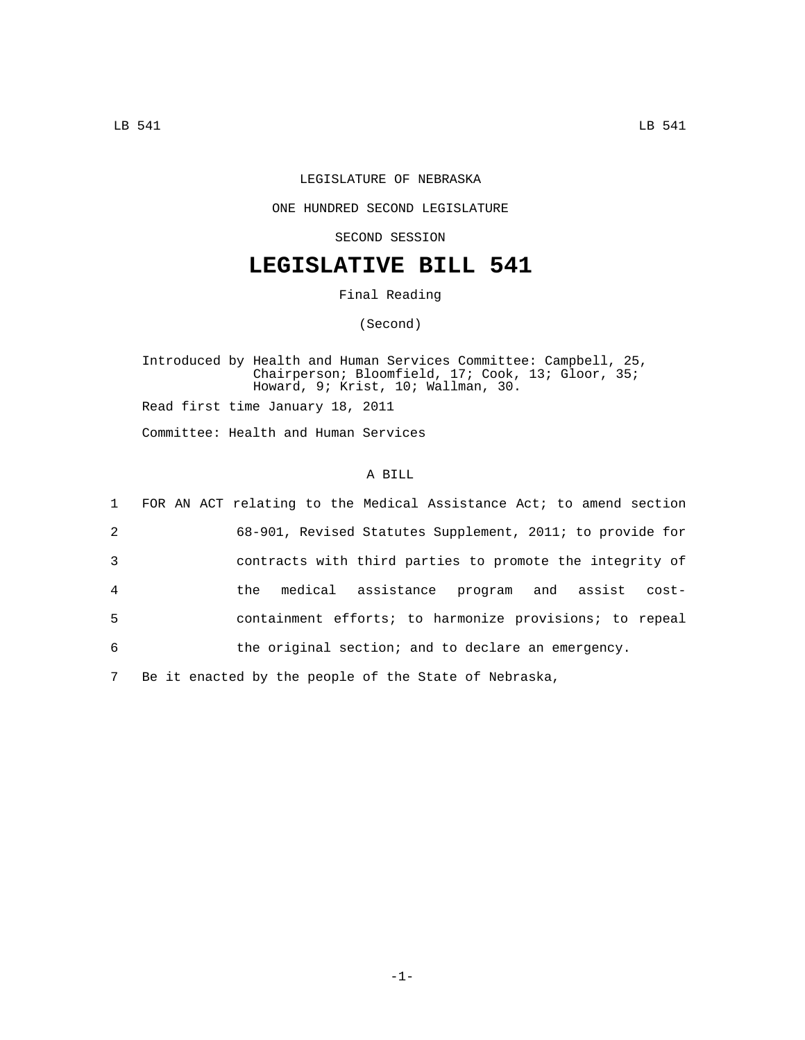LEGISLATURE OF NEBRASKA

ONE HUNDRED SECOND LEGISLATURE

SECOND SESSION

# LEGISLATIVE BILL 541

Final Reading

(Second)

Introduced by Health and Human Services Committee: Campbell, 25, Chairperson; Bloomfield, 17; Cook, 13; Gloor, 35; Howard, 9; Krist, 10; Wallman, 30.

Read first time January 18, 2011

Committee: Health and Human Services

A BILL

1 FOR AN ACT relating to the Medical Assistance Act; to amend section
2 68-901, Revised Statutes Supplement, 2011; to provide for
3 contracts with third parties to promote the integrity of
4 the medical assistance program and assist cost-
5 containment efforts; to harmonize provisions; to repeal
6 the original section; and to declare an emergency.

7 Be it enacted by the people of the State of Nebraska,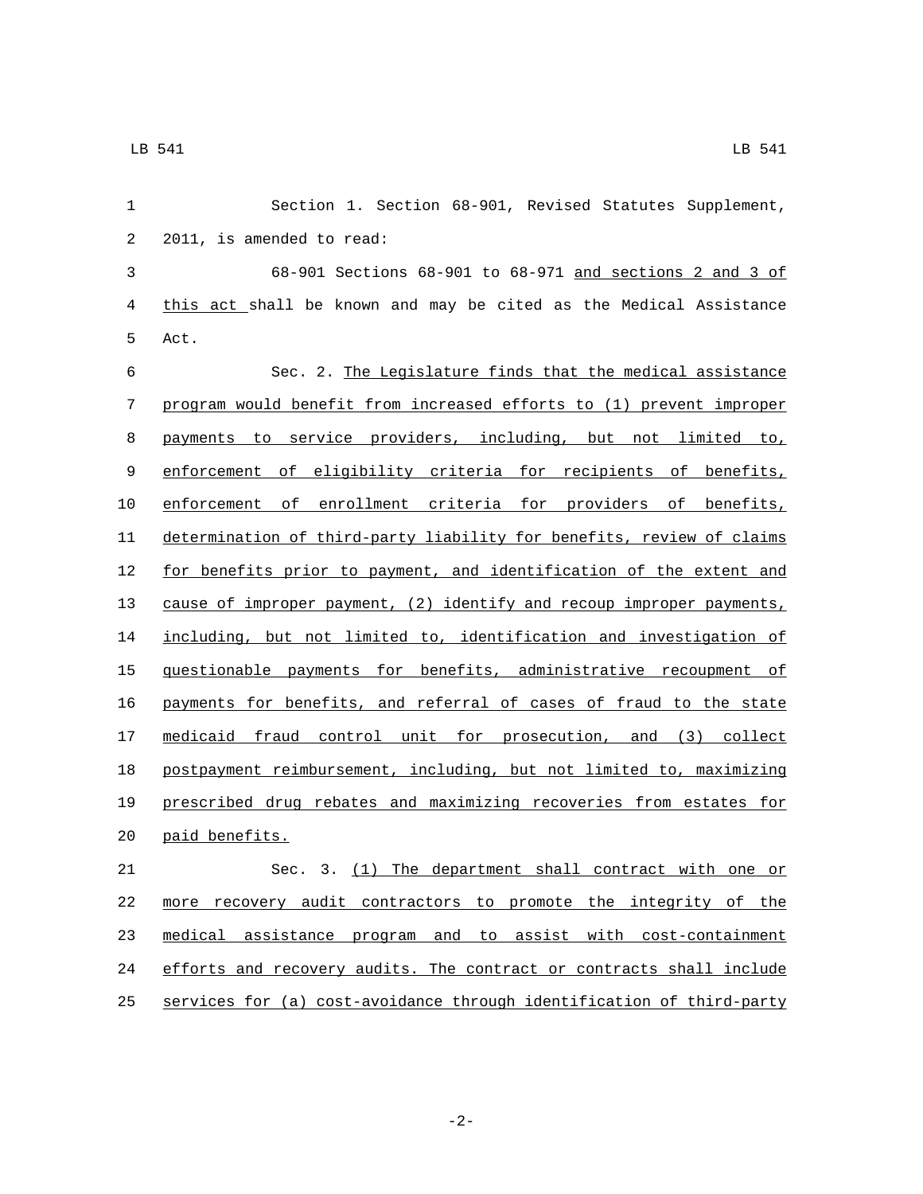Section 1. Section 68-901, Revised Statutes Supplement, 2011, is amended to read:

68-901 Sections 68-901 to 68-971 <u>and sections 2 and 3 of this act</u> shall be known and may be cited as the Medical Assistance Act.

Sec. 2. <u>The Legislature finds that the medical assistance program would benefit from increased efforts to (1) prevent improper payments to service providers, including, but not limited to, enforcement of eligibility criteria for recipients of benefits, enforcement of enrollment criteria for providers of benefits, determination of third-party liability for benefits, review of claims for benefits prior to payment, and identification of the extent and cause of improper payment, (2) identify and recoup improper payments, including, but not limited to, identification and investigation of questionable payments for benefits, administrative recoupment of payments for benefits, and referral of cases of fraud to the state medicaid fraud control unit for prosecution, and (3) collect postpayment reimbursement, including, but not limited to, maximizing prescribed drug rebates and maximizing recoveries from estates for paid benefits.</u>

Sec. 3. <u>(1) The department shall contract with one or more recovery audit contractors to promote the integrity of the medical assistance program and to assist with cost-containment efforts and recovery audits. The contract or contracts shall include services for (a) cost-avoidance through identification of third-party</u>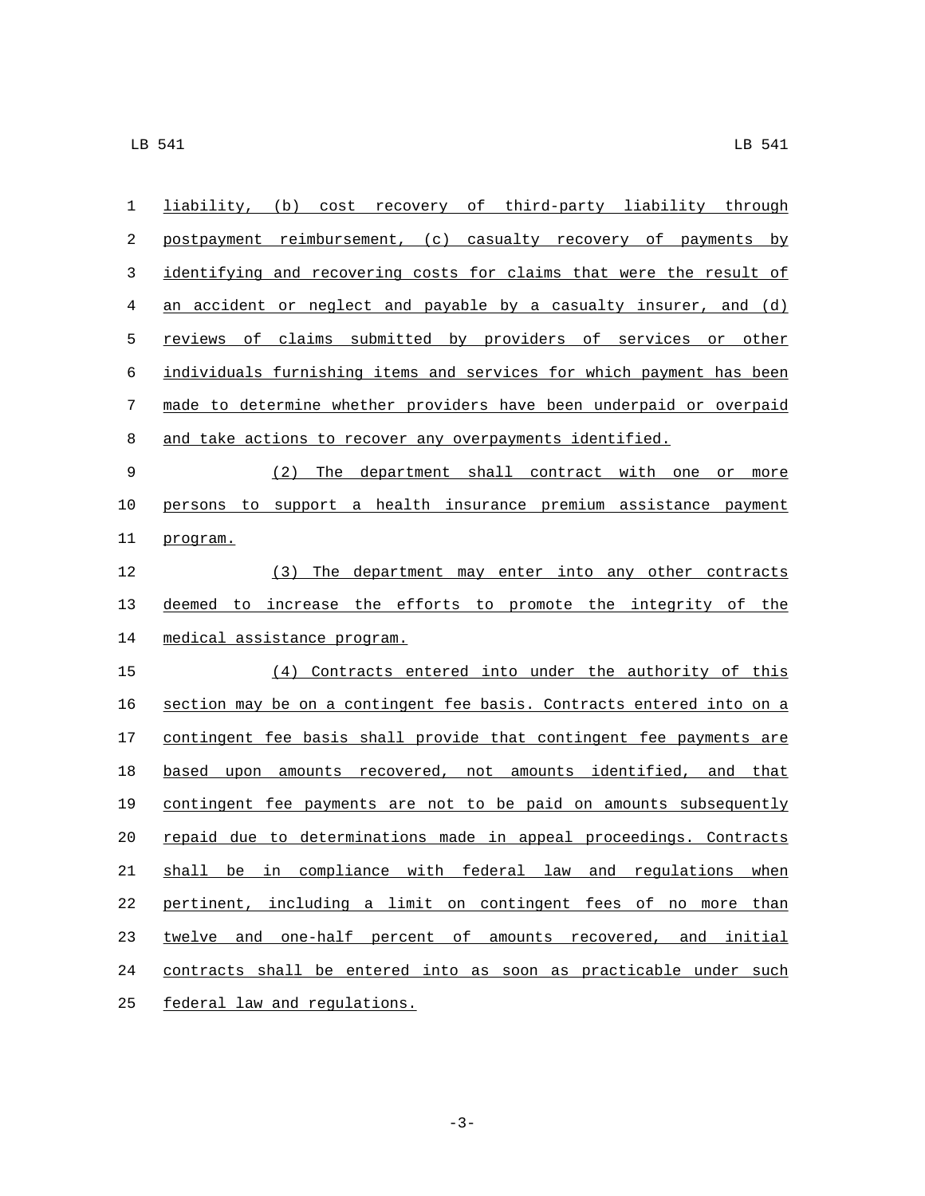liability, (b) cost recovery of third-party liability through postpayment reimbursement, (c) casualty recovery of payments by identifying and recovering costs for claims that were the result of an accident or neglect and payable by a casualty insurer, and (d) reviews of claims submitted by providers of services or other individuals furnishing items and services for which payment has been made to determine whether providers have been underpaid or overpaid and take actions to recover any overpayments identified.

(2) The department shall contract with one or more persons to support a health insurance premium assistance payment program.

(3) The department may enter into any other contracts deemed to increase the efforts to promote the integrity of the medical assistance program.

(4) Contracts entered into under the authority of this section may be on a contingent fee basis. Contracts entered into on a contingent fee basis shall provide that contingent fee payments are based upon amounts recovered, not amounts identified, and that contingent fee payments are not to be paid on amounts subsequently repaid due to determinations made in appeal proceedings. Contracts shall be in compliance with federal law and regulations when pertinent, including a limit on contingent fees of no more than twelve and one-half percent of amounts recovered, and initial contracts shall be entered into as soon as practicable under such federal law and regulations.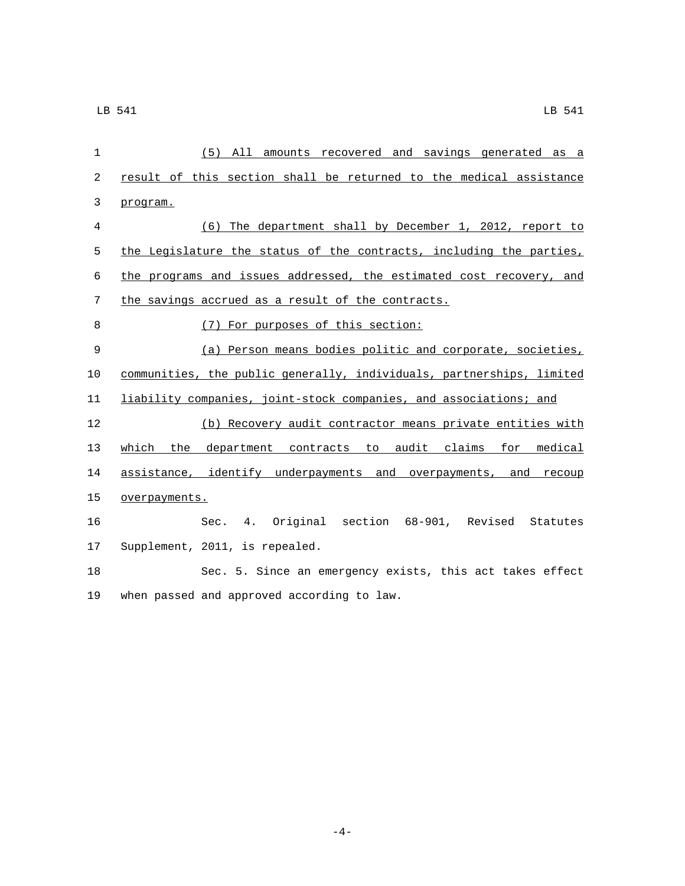(5) All amounts recovered and savings generated as a result of this section shall be returned to the medical assistance program.

(6) The department shall by December 1, 2012, report to the Legislature the status of the contracts, including the parties, the programs and issues addressed, the estimated cost recovery, and the savings accrued as a result of the contracts.

(7) For purposes of this section:

(a) Person means bodies politic and corporate, societies, communities, the public generally, individuals, partnerships, limited liability companies, joint-stock companies, and associations; and

(b) Recovery audit contractor means private entities with which the department contracts to audit claims for medical assistance, identify underpayments and overpayments, and recoup overpayments.

Sec. 4. Original section 68-901, Revised Statutes Supplement, 2011, is repealed.

Sec. 5. Since an emergency exists, this act takes effect when passed and approved according to law.